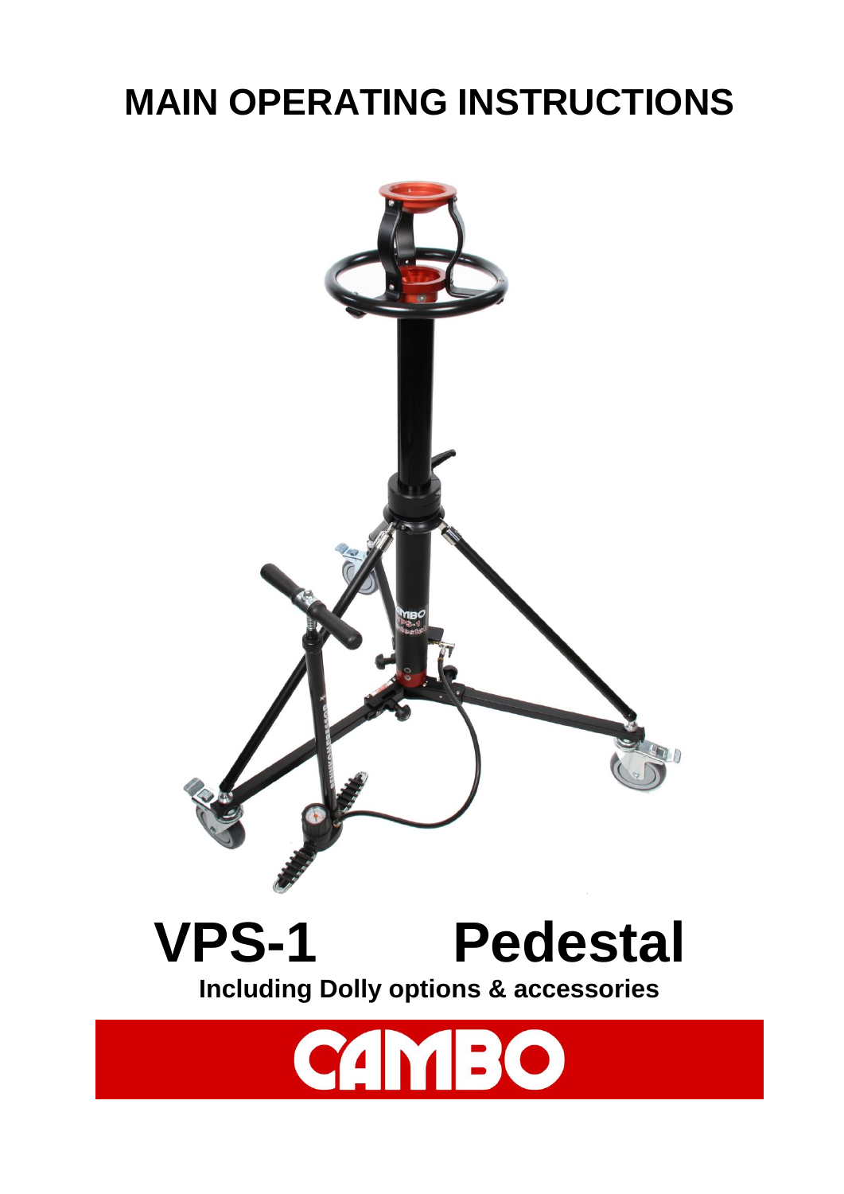# MAIN OPERATING INSTRUCTIONS

# VPS-1 Pedestal

**Including Dolly options & accessories**

CAMBO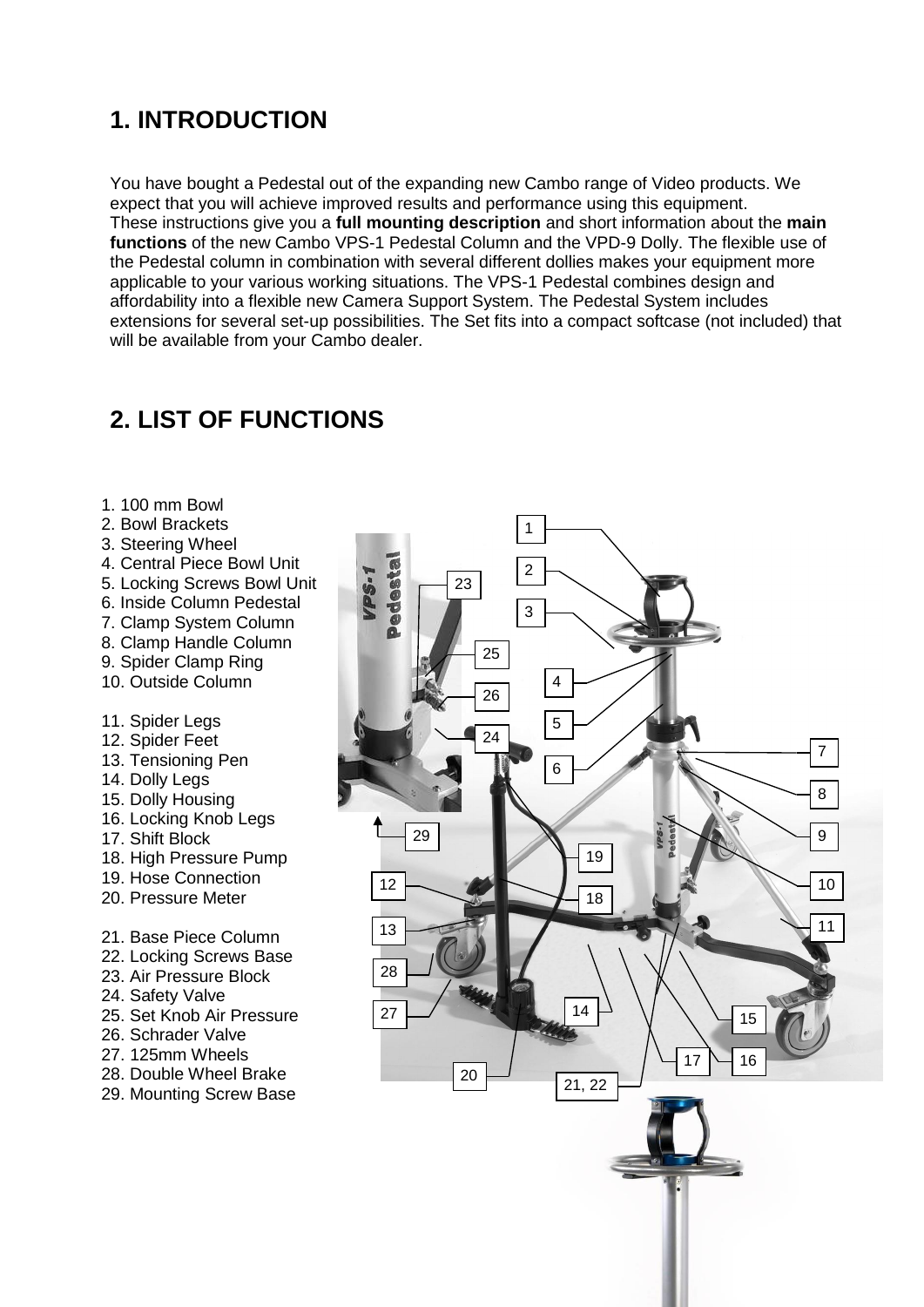# 1. INTRODUCTION

You have bought a Pedestal out of the expanding new Cambo range of Video products. We expect that you will achieve improved results and performance using this equipment.
These instructions give you a **full mounting description** and short information about the **main functions** of the new Cambo VPS-1 Pedestal Column and the VPD-9 Dolly. The flexible use of the Pedestal column in combination with several different dollies makes your equipment more applicable to your various working situations. The VPS-1 Pedestal combines design and affordability into a flexible new Camera Support System. The Pedestal System includes extensions for several set-up possibilities. The Set fits into a compact softcase (not included) that will be available from your Cambo dealer.

# 2. LIST OF FUNCTIONS

1. 100 mm Bowl
2. Bowl Brackets
3. Steering Wheel
4. Central Piece Bowl Unit
5. Locking Screws Bowl Unit
6. Inside Column Pedestal
7. Clamp System Column
8. Clamp Handle Column
9. Spider Clamp Ring
10. Outside Column

11. Spider Legs
12. Spider Feet
13. Tensioning Pen
14. Dolly Legs
15. Dolly Housing
16. Locking Knob Legs
17. Shift Block
18. High Pressure Pump
19. Hose Connection
20. Pressure Meter

21. Base Piece Column
22. Locking Screws Base
23. Air Pressure Block
24. Safety Valve
25. Set Knob Air Pressure
26. Schrader Valve
27. 125mm Wheels
28. Double Wheel Brake
29. Mounting Screw Base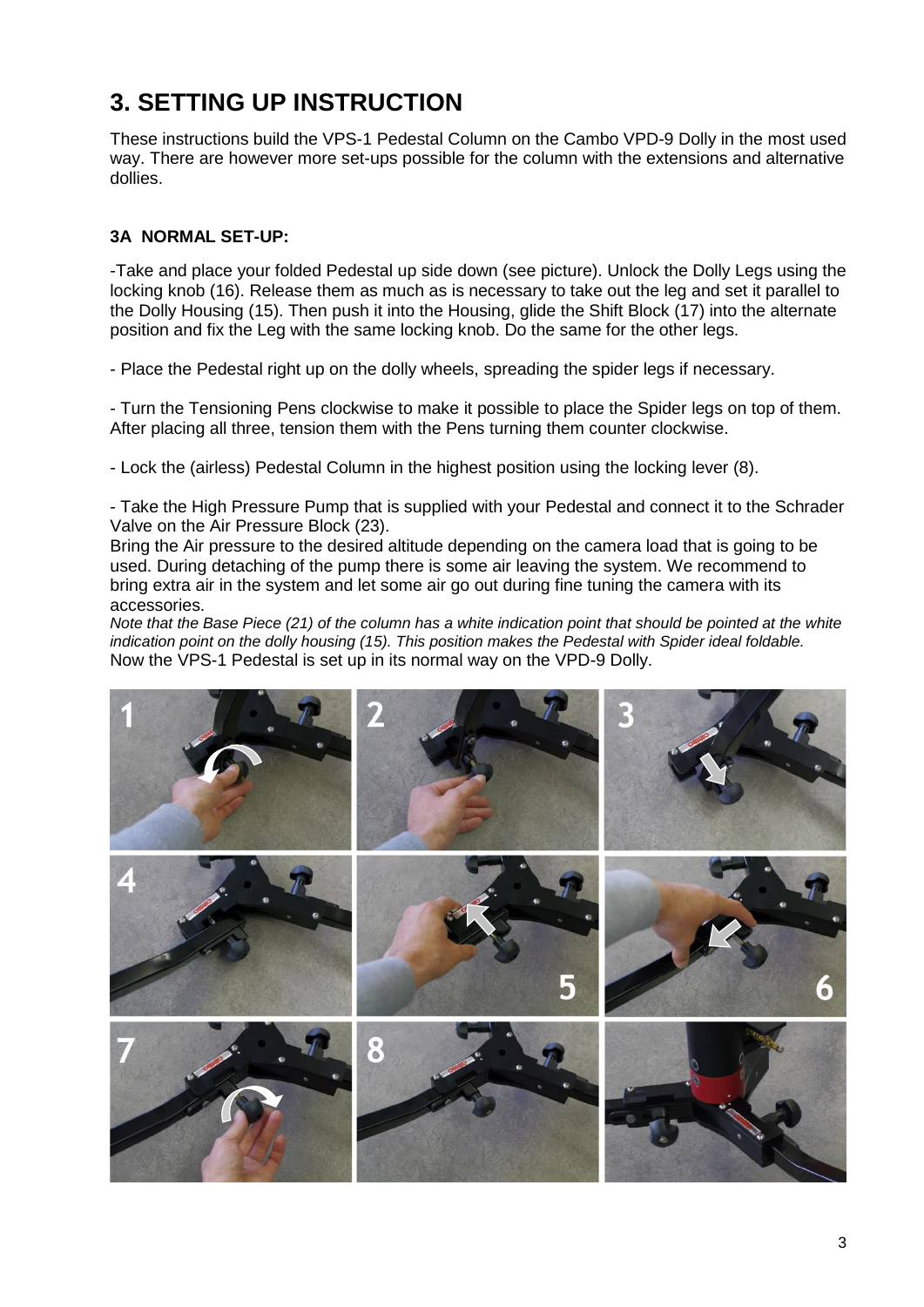# 3. SETTING UP INSTRUCTION

These instructions build the VPS-1 Pedestal Column on the Cambo VPD-9 Dolly in the most used way. There are however more set-ups possible for the column with the extensions and alternative dollies.

### 3A NORMAL SET-UP:

-Take and place your folded Pedestal up side down (see picture). Unlock the Dolly Legs using the locking knob (16). Release them as much as is necessary to take out the leg and set it parallel to the Dolly Housing (15). Then push it into the Housing, glide the Shift Block (17) into the alternate position and fix the Leg with the same locking knob. Do the same for the other legs.

- Place the Pedestal right up on the dolly wheels, spreading the spider legs if necessary.

- Turn the Tensioning Pens clockwise to make it possible to place the Spider legs on top of them. After placing all three, tension them with the Pens turning them counter clockwise.

- Lock the (airless) Pedestal Column in the highest position using the locking lever (8).

- Take the High Pressure Pump that is supplied with your Pedestal and connect it to the Schrader Valve on the Air Pressure Block (23).
Bring the Air pressure to the desired altitude depending on the camera load that is going to be used. During detaching of the pump there is some air leaving the system. We recommend to bring extra air in the system and let some air go out during fine tuning the camera with its accessories.
*Note that the Base Piece (21) of the column has a white indication point that should be pointed at the white indication point on the dolly housing (15). This position makes the Pedestal with Spider ideal foldable.*
Now the VPS-1 Pedestal is set up in its normal way on the VPD-9 Dolly.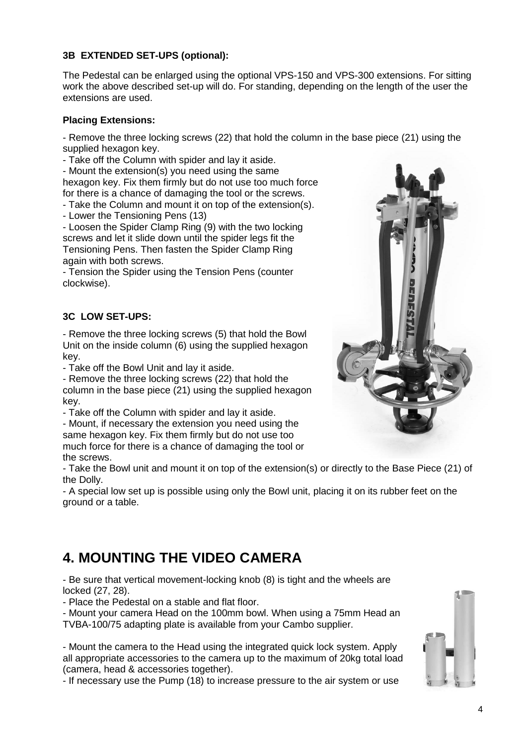### 3B EXTENDED SET-UPS (optional):

The Pedestal can be enlarged using the optional VPS-150 and VPS-300 extensions. For sitting work the above described set-up will do. For standing, depending on the length of the user the extensions are used.

**Placing Extensions:**

- Remove the three locking screws (22) that hold the column in the base piece (21) using the supplied hexagon key.
- Take off the Column with spider and lay it aside.
- Mount the extension(s) you need using the same hexagon key. Fix them firmly but do not use too much force for there is a chance of damaging the tool or the screws.
- Take the Column and mount it on top of the extension(s).
- Lower the Tensioning Pens (13)
- Loosen the Spider Clamp Ring (9) with the two locking screws and let it slide down until the spider legs fit the Tensioning Pens. Then fasten the Spider Clamp Ring again with both screws.
- Tension the Spider using the Tension Pens (counter clockwise).

### 3C LOW SET-UPS:

- Remove the three locking screws (5) that hold the Bowl Unit on the inside column (6) using the supplied hexagon key.
- Take off the Bowl Unit and lay it aside.
- Remove the three locking screws (22) that hold the column in the base piece (21) using the supplied hexagon key.
- Take off the Column with spider and lay it aside.
- Mount, if necessary the extension you need using the same hexagon key. Fix them firmly but do not use too much force for there is a chance of damaging the tool or the screws.
- Take the Bowl unit and mount it on top of the extension(s) or directly to the Base Piece (21) of the Dolly.
- A special low set up is possible using only the Bowl unit, placing it on its rubber feet on the ground or a table.

# 4. MOUNTING THE VIDEO CAMERA

- Be sure that vertical movement-locking knob (8) is tight and the wheels are locked (27, 28).
- Place the Pedestal on a stable and flat floor.
- Mount your camera Head on the 100mm bowl. When using a 75mm Head an TVBA-100/75 adapting plate is available from your Cambo supplier.

- Mount the camera to the Head using the integrated quick lock system. Apply all appropriate accessories to the camera up to the maximum of 20kg total load (camera, head & accessories together).
- If necessary use the Pump (18) to increase pressure to the air system or use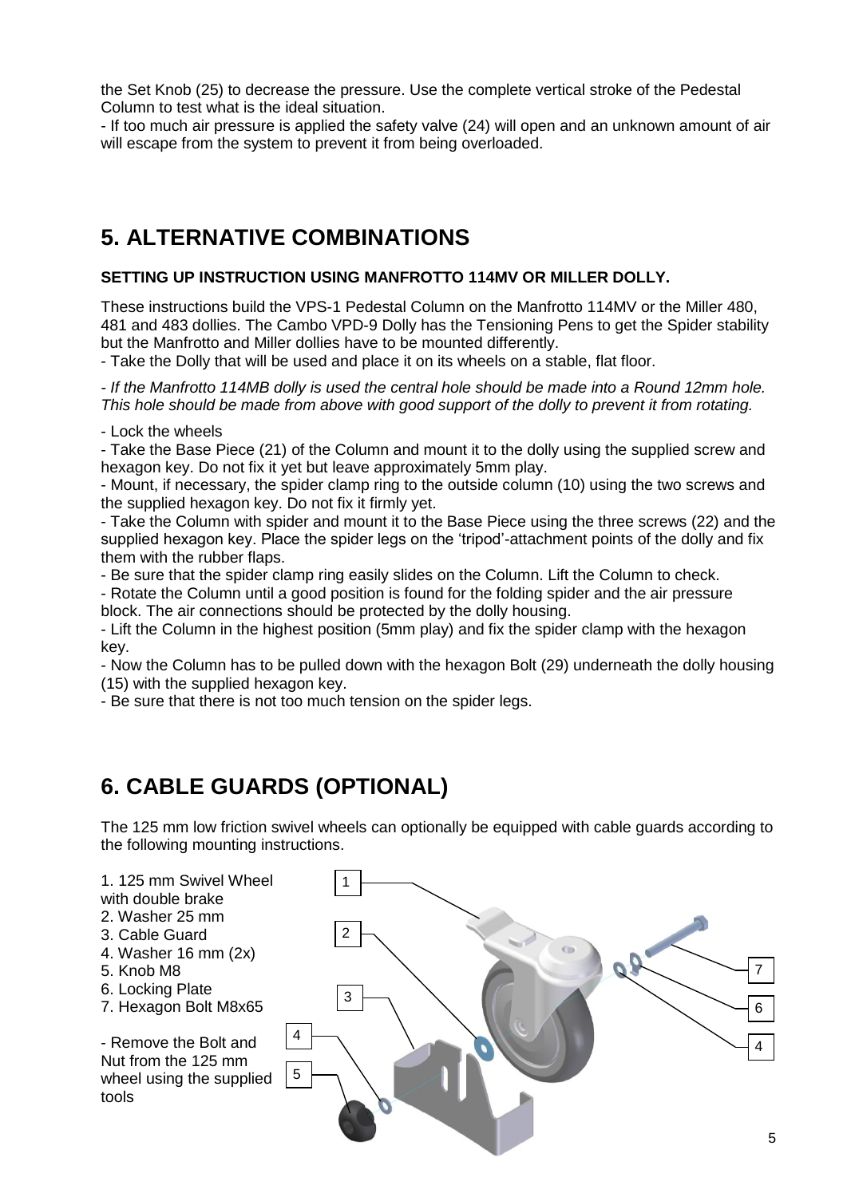the Set Knob (25) to decrease the pressure. Use the complete vertical stroke of the Pedestal Column to test what is the ideal situation.

- If too much air pressure is applied the safety valve (24) will open and an unknown amount of air will escape from the system to prevent it from being overloaded.

# 5. ALTERNATIVE COMBINATIONS

**SETTING UP INSTRUCTION USING MANFROTTO 114MV OR MILLER DOLLY.**

These instructions build the VPS-1 Pedestal Column on the Manfrotto 114MV or the Miller 480, 481 and 483 dollies. The Cambo VPD-9 Dolly has the Tensioning Pens to get the Spider stability but the Manfrotto and Miller dollies have to be mounted differently.

- Take the Dolly that will be used and place it on its wheels on a stable, flat floor.

*- If the Manfrotto 114MB dolly is used the central hole should be made into a Round 12mm hole. This hole should be made from above with good support of the dolly to prevent it from rotating.*

- Lock the wheels
- Take the Base Piece (21) of the Column and mount it to the dolly using the supplied screw and hexagon key. Do not fix it yet but leave approximately 5mm play.
- Mount, if necessary, the spider clamp ring to the outside column (10) using the two screws and the supplied hexagon key. Do not fix it firmly yet.
- Take the Column with spider and mount it to the Base Piece using the three screws (22) and the supplied hexagon key. Place the spider legs on the 'tripod'-attachment points of the dolly and fix them with the rubber flaps.
- Be sure that the spider clamp ring easily slides on the Column. Lift the Column to check.
- Rotate the Column until a good position is found for the folding spider and the air pressure block. The air connections should be protected by the dolly housing.
- Lift the Column in the highest position (5mm play) and fix the spider clamp with the hexagon key.
- Now the Column has to be pulled down with the hexagon Bolt (29) underneath the dolly housing (15) with the supplied hexagon key.
- Be sure that there is not too much tension on the spider legs.

# 6. CABLE GUARDS (OPTIONAL)

The 125 mm low friction swivel wheels can optionally be equipped with cable guards according to the following mounting instructions.

1. 125 mm Swivel Wheel with double brake
2. Washer 25 mm
3. Cable Guard
4. Washer 16 mm (2x)
5. Knob M8
6. Locking Plate
7. Hexagon Bolt M8x65

- Remove the Bolt and Nut from the 125 mm wheel using the supplied tools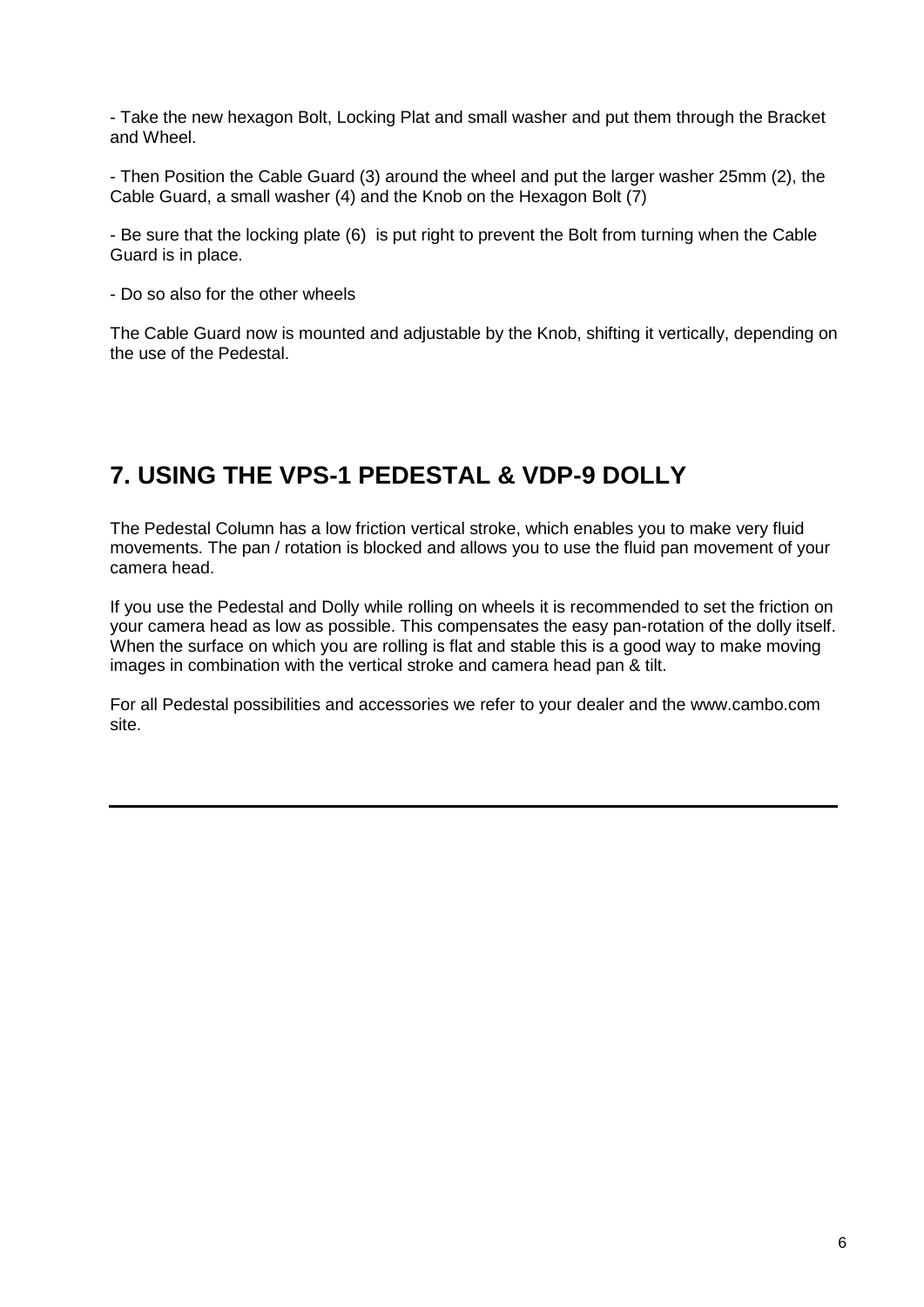- Take the new hexagon Bolt, Locking Plat and small washer and put them through the Bracket and Wheel.

- Then Position the Cable Guard (3) around the wheel and put the larger washer 25mm (2), the Cable Guard, a small washer (4) and the Knob on the Hexagon Bolt (7)

- Be sure that the locking plate (6) is put right to prevent the Bolt from turning when the Cable Guard is in place.

- Do so also for the other wheels

The Cable Guard now is mounted and adjustable by the Knob, shifting it vertically, depending on the use of the Pedestal.

## 7. USING THE VPS-1 PEDESTAL & VDP-9 DOLLY

The Pedestal Column has a low friction vertical stroke, which enables you to make very fluid movements. The pan / rotation is blocked and allows you to use the fluid pan movement of your camera head.

If you use the Pedestal and Dolly while rolling on wheels it is recommended to set the friction on your camera head as low as possible. This compensates the easy pan-rotation of the dolly itself. When the surface on which you are rolling is flat and stable this is a good way to make moving images in combination with the vertical stroke and camera head pan & tilt.

For all Pedestal possibilities and accessories we refer to your dealer and the www.cambo.com site.

---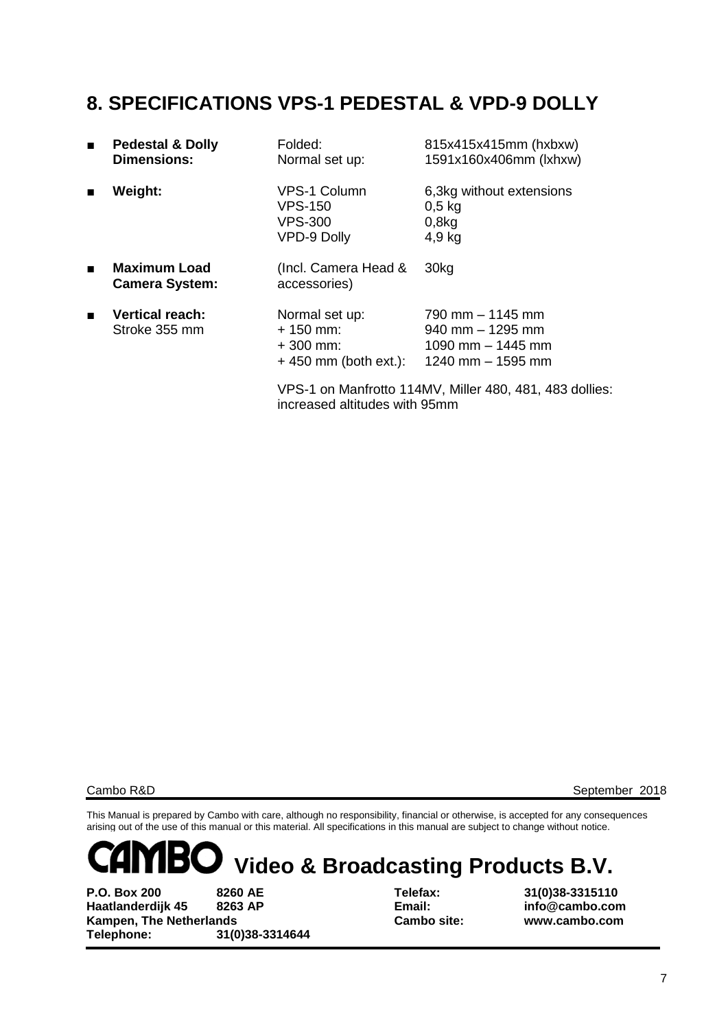# 8. SPECIFICATIONS VPS-1 PEDESTAL & VPD-9 DOLLY

| | | | |
|---|---|---|---|
| ■ | **Pedestal & Dolly Dimensions:** | Folded:<br>Normal set up: | 815x415x415mm (hxbxw)<br>1591x160x406mm (lxhxw) |
| ■ | **Weight:** | VPS-1 Column<br>VPS-150<br>VPS-300<br>VPD-9 Dolly | 6,3kg without extensions<br>0,5 kg<br>0,8kg<br>4,9 kg |
| ■ | **Maximum Load Camera System:** | (Incl. Camera Head & accessories) | 30kg |
| ■ | **Vertical reach:**<br>Stroke 355 mm | Normal set up:<br>+ 150 mm:<br>+ 300 mm:<br>+ 450 mm (both ext.): | 790 mm – 1145 mm<br>940 mm – 1295 mm<br>1090 mm – 1445 mm<br>1240 mm – 1595 mm |

VPS-1 on Manfrotto 114MV, Miller 480, 481, 483 dollies: increased altitudes with 95mm

Cambo R&D September 2018

This Manual is prepared by Cambo with care, although no responsibility, financial or otherwise, is accepted for any consequences arising out of the use of this manual or this material. All specifications in this manual are subject to change without notice.

**CAMBO Video & Broadcasting Products B.V.**

| | | | |
|---|---|---|---|
| **P.O. Box 200** | **8260 AE** | **Telefax:** | **31(0)38-3315110** |
| **Haatlanderdijk 45** | **8263 AP** | **Email:** | **info@cambo.com** |
| **Kampen, The Netherlands** | | **Cambo site:** | **www.cambo.com** |
| **Telephone:** | **31(0)38-3314644** | | |